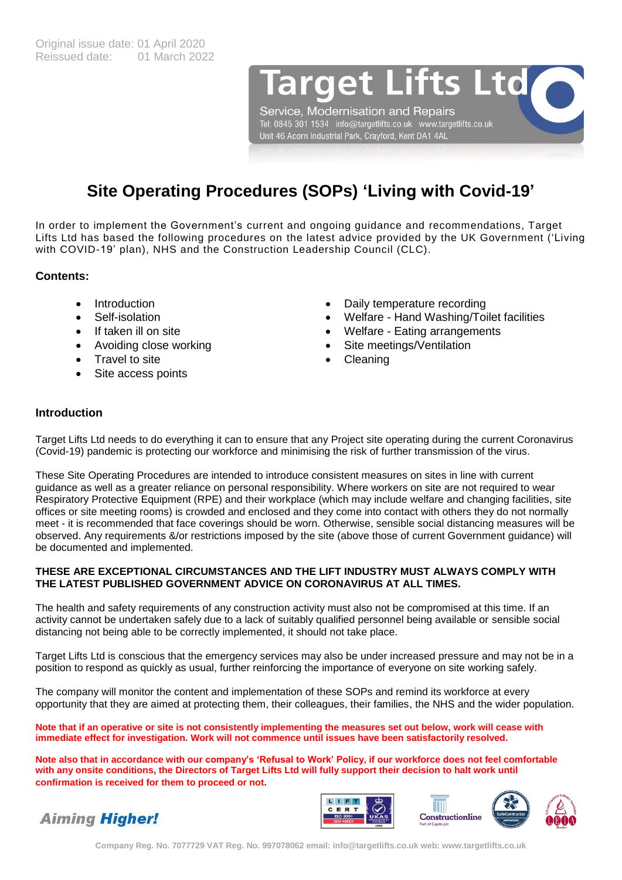Original issue date: 01 April 2020
Reissued date: 01 March 2022

Target Lifts Ltd
Service, Modernisation and Repairs
Tel: 0845 301 1534 info@targetlifts.co.uk www.targetlifts.co.uk
Unit 46 Acorn Industrial Park, Crayford, Kent DA1 4AL

# Site Operating Procedures (SOPs) 'Living with Covid-19'

In order to implement the Government's current and ongoing guidance and recommendations, Target Lifts Ltd has based the following procedures on the latest advice provided by the UK Government ('Living with COVID-19' plan), NHS and the Construction Leadership Council (CLC).

**Contents:**

- Introduction
- Self-isolation
- If taken ill on site
- Avoiding close working
- Travel to site
- Site access points
- Daily temperature recording
- Welfare - Hand Washing/Toilet facilities
- Welfare - Eating arrangements
- Site meetings/Ventilation
- Cleaning

## Introduction

Target Lifts Ltd needs to do everything it can to ensure that any Project site operating during the current Coronavirus (Covid-19) pandemic is protecting our workforce and minimising the risk of further transmission of the virus.

These Site Operating Procedures are intended to introduce consistent measures on sites in line with current guidance as well as a greater reliance on personal responsibility. Where workers on site are not required to wear Respiratory Protective Equipment (RPE) and their workplace (which may include welfare and changing facilities, site offices or site meeting rooms) is crowded and enclosed and they come into contact with others they do not normally meet - it is recommended that face coverings should be worn. Otherwise, sensible social distancing measures will be observed. Any requirements &/or restrictions imposed by the site (above those of current Government guidance) will be documented and implemented.

**THESE ARE EXCEPTIONAL CIRCUMSTANCES AND THE LIFT INDUSTRY MUST ALWAYS COMPLY WITH THE LATEST PUBLISHED GOVERNMENT ADVICE ON CORONAVIRUS AT ALL TIMES.**

The health and safety requirements of any construction activity must also not be compromised at this time. If an activity cannot be undertaken safely due to a lack of suitably qualified personnel being available or sensible social distancing not being able to be correctly implemented, it should not take place.

Target Lifts Ltd is conscious that the emergency services may also be under increased pressure and may not be in a position to respond as quickly as usual, further reinforcing the importance of everyone on site working safely.

The company will monitor the content and implementation of these SOPs and remind its workforce at every opportunity that they are aimed at protecting them, their colleagues, their families, the NHS and the wider population.

**Note that if an operative or site is not consistently implementing the measures set out below, work will cease with immediate effect for investigation. Work will not commence until issues have been satisfactorily resolved.**

**Note also that in accordance with our company's 'Refusal to Work' Policy, if our workforce does not feel comfortable with any onsite conditions, the Directors of Target Lifts Ltd will fully support their decision to halt work until confirmation is received for them to proceed or not.**

*Aiming Higher!*

Company Reg. No. 7077729 VAT Reg. No. 997078062 email: info@targetlifts.co.uk web: www.targetlifts.co.uk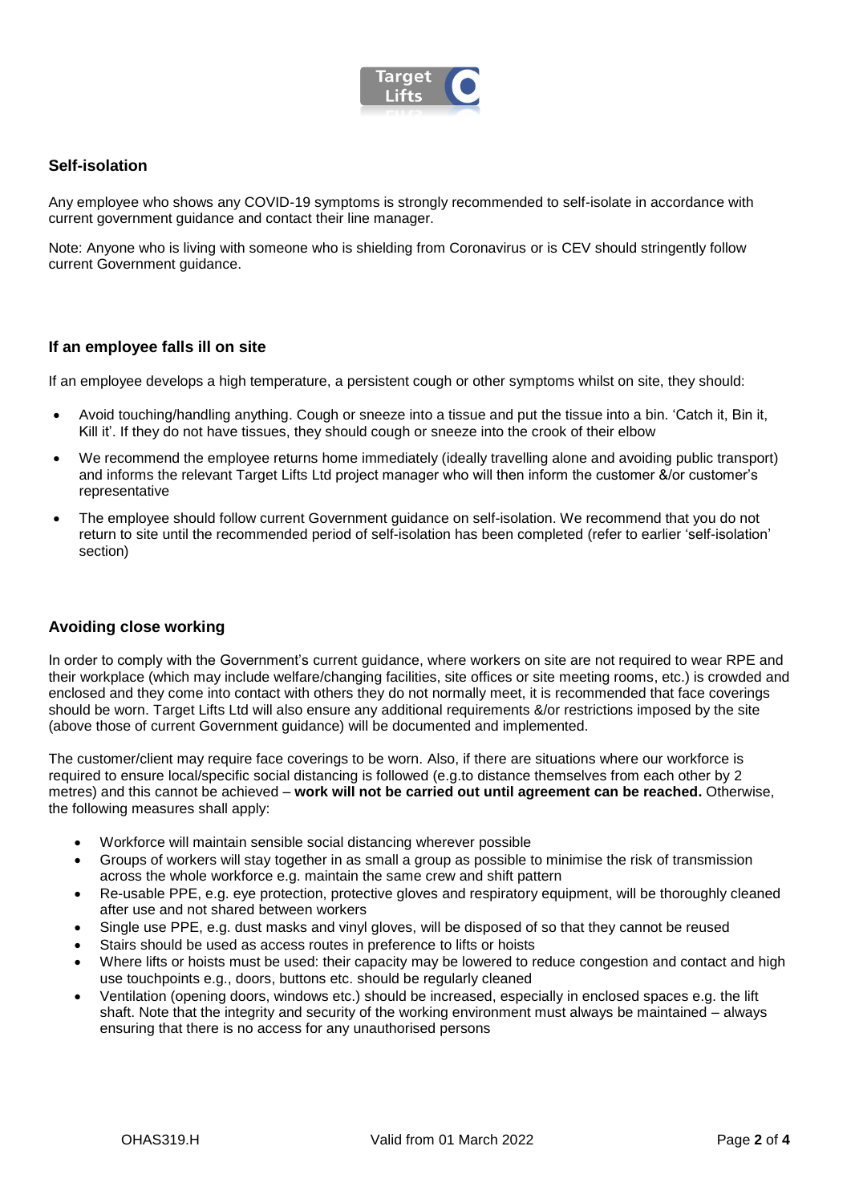## Self-isolation

Any employee who shows any COVID-19 symptoms is strongly recommended to self-isolate in accordance with current government guidance and contact their line manager.

Note: Anyone who is living with someone who is shielding from Coronavirus or is CEV should stringently follow current Government guidance.

## If an employee falls ill on site

If an employee develops a high temperature, a persistent cough or other symptoms whilst on site, they should:

- Avoid touching/handling anything. Cough or sneeze into a tissue and put the tissue into a bin. 'Catch it, Bin it, Kill it'. If they do not have tissues, they should cough or sneeze into the crook of their elbow
- We recommend the employee returns home immediately (ideally travelling alone and avoiding public transport) and informs the relevant Target Lifts Ltd project manager who will then inform the customer &/or customer's representative
- The employee should follow current Government guidance on self-isolation. We recommend that you do not return to site until the recommended period of self-isolation has been completed (refer to earlier 'self-isolation' section)

## Avoiding close working

In order to comply with the Government's current guidance, where workers on site are not required to wear RPE and their workplace (which may include welfare/changing facilities, site offices or site meeting rooms, etc.) is crowded and enclosed and they come into contact with others they do not normally meet, it is recommended that face coverings should be worn. Target Lifts Ltd will also ensure any additional requirements &/or restrictions imposed by the site (above those of current Government guidance) will be documented and implemented.

The customer/client may require face coverings to be worn. Also, if there are situations where our workforce is required to ensure local/specific social distancing is followed (e.g.to distance themselves from each other by 2 metres) and this cannot be achieved – **work will not be carried out until agreement can be reached.** Otherwise, the following measures shall apply:

- Workforce will maintain sensible social distancing wherever possible
- Groups of workers will stay together in as small a group as possible to minimise the risk of transmission across the whole workforce e.g. maintain the same crew and shift pattern
- Re-usable PPE, e.g. eye protection, protective gloves and respiratory equipment, will be thoroughly cleaned after use and not shared between workers
- Single use PPE, e.g. dust masks and vinyl gloves, will be disposed of so that they cannot be reused
- Stairs should be used as access routes in preference to lifts or hoists
- Where lifts or hoists must be used: their capacity may be lowered to reduce congestion and contact and high use touchpoints e.g., doors, buttons etc. should be regularly cleaned
- Ventilation (opening doors, windows etc.) should be increased, especially in enclosed spaces e.g. the lift shaft. Note that the integrity and security of the working environment must always be maintained – always ensuring that there is no access for any unauthorised persons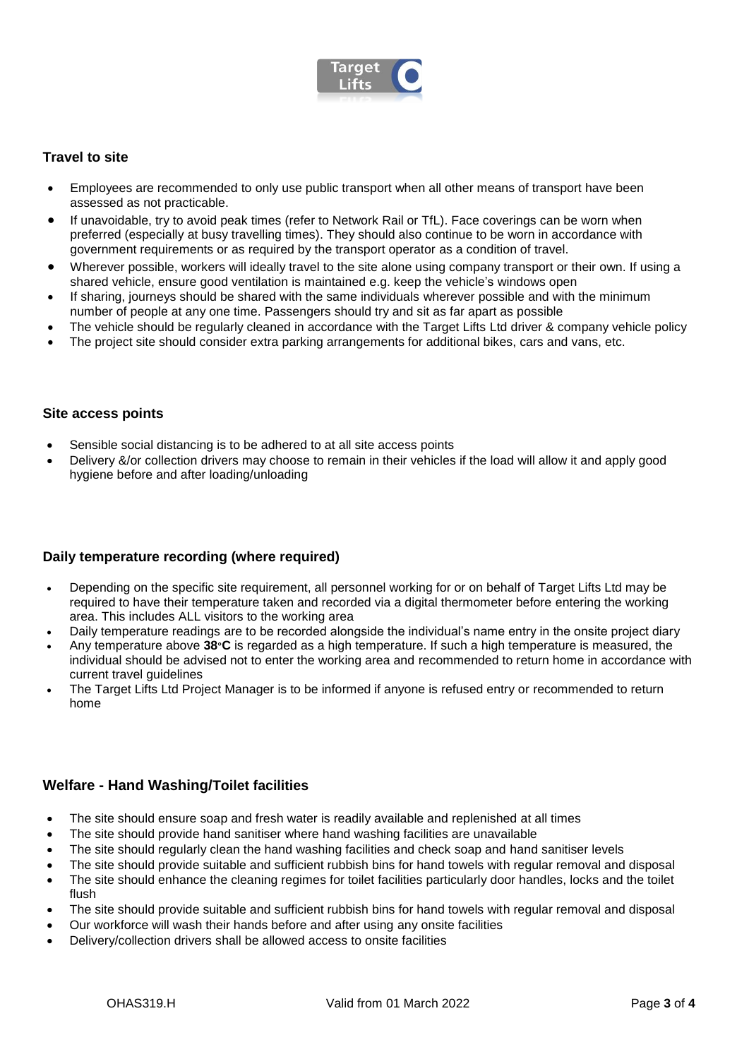## Travel to site

- Employees are recommended to only use public transport when all other means of transport have been assessed as not practicable.
- If unavoidable, try to avoid peak times (refer to Network Rail or TfL). Face coverings can be worn when preferred (especially at busy travelling times). They should also continue to be worn in accordance with government requirements or as required by the transport operator as a condition of travel.
- Wherever possible, workers will ideally travel to the site alone using company transport or their own. If using a shared vehicle, ensure good ventilation is maintained e.g. keep the vehicle's windows open
- If sharing, journeys should be shared with the same individuals wherever possible and with the minimum number of people at any one time. Passengers should try and sit as far apart as possible
- The vehicle should be regularly cleaned in accordance with the Target Lifts Ltd driver & company vehicle policy
- The project site should consider extra parking arrangements for additional bikes, cars and vans, etc.

## Site access points

- Sensible social distancing is to be adhered to at all site access points
- Delivery &/or collection drivers may choose to remain in their vehicles if the load will allow it and apply good hygiene before and after loading/unloading

## Daily temperature recording (where required)

- Depending on the specific site requirement, all personnel working for or on behalf of Target Lifts Ltd may be required to have their temperature taken and recorded via a digital thermometer before entering the working area. This includes ALL visitors to the working area
- Daily temperature readings are to be recorded alongside the individual's name entry in the onsite project diary
- Any temperature above **38°C** is regarded as a high temperature. If such a high temperature is measured, the individual should be advised not to enter the working area and recommended to return home in accordance with current travel guidelines
- The Target Lifts Ltd Project Manager is to be informed if anyone is refused entry or recommended to return home

## Welfare - Hand Washing/Toilet facilities

- The site should ensure soap and fresh water is readily available and replenished at all times
- The site should provide hand sanitiser where hand washing facilities are unavailable
- The site should regularly clean the hand washing facilities and check soap and hand sanitiser levels
- The site should provide suitable and sufficient rubbish bins for hand towels with regular removal and disposal
- The site should enhance the cleaning regimes for toilet facilities particularly door handles, locks and the toilet flush
- The site should provide suitable and sufficient rubbish bins for hand towels with regular removal and disposal
- Our workforce will wash their hands before and after using any onsite facilities
- Delivery/collection drivers shall be allowed access to onsite facilities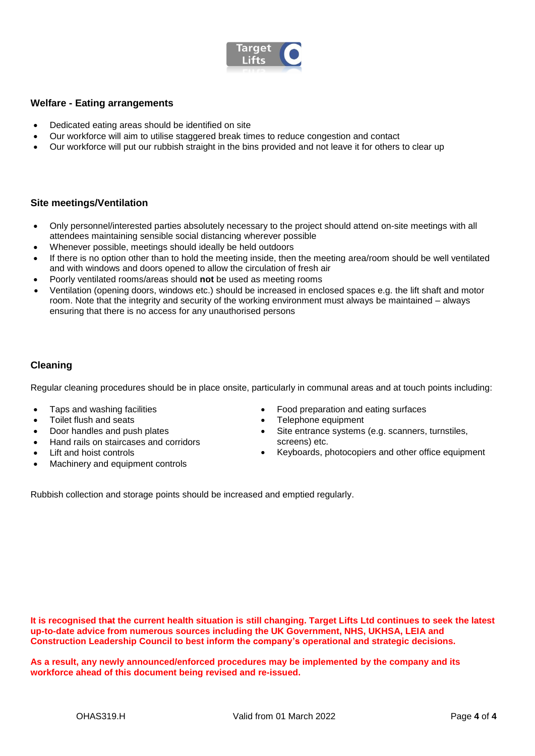## Welfare - Eating arrangements

- Dedicated eating areas should be identified on site
- Our workforce will aim to utilise staggered break times to reduce congestion and contact
- Our workforce will put our rubbish straight in the bins provided and not leave it for others to clear up

## Site meetings/Ventilation

- Only personnel/interested parties absolutely necessary to the project should attend on-site meetings with all attendees maintaining sensible social distancing wherever possible
- Whenever possible, meetings should ideally be held outdoors
- If there is no option other than to hold the meeting inside, then the meeting area/room should be well ventilated and with windows and doors opened to allow the circulation of fresh air
- Poorly ventilated rooms/areas should **not** be used as meeting rooms
- Ventilation (opening doors, windows etc.) should be increased in enclosed spaces e.g. the lift shaft and motor room. Note that the integrity and security of the working environment must always be maintained – always ensuring that there is no access for any unauthorised persons

## Cleaning

Regular cleaning procedures should be in place onsite, particularly in communal areas and at touch points including:

- Taps and washing facilities
- Toilet flush and seats
- Door handles and push plates
- Hand rails on staircases and corridors
- Lift and hoist controls
- Machinery and equipment controls
- Food preparation and eating surfaces
- Telephone equipment
- Site entrance systems (e.g. scanners, turnstiles, screens) etc.
- Keyboards, photocopiers and other office equipment

Rubbish collection and storage points should be increased and emptied regularly.

**It is recognised that the current health situation is still changing. Target Lifts Ltd continues to seek the latest up-to-date advice from numerous sources including the UK Government, NHS, UKHSA, LEIA and Construction Leadership Council to best inform the company's operational and strategic decisions.**

**As a result, any newly announced/enforced procedures may be implemented by the company and its workforce ahead of this document being revised and re-issued.**